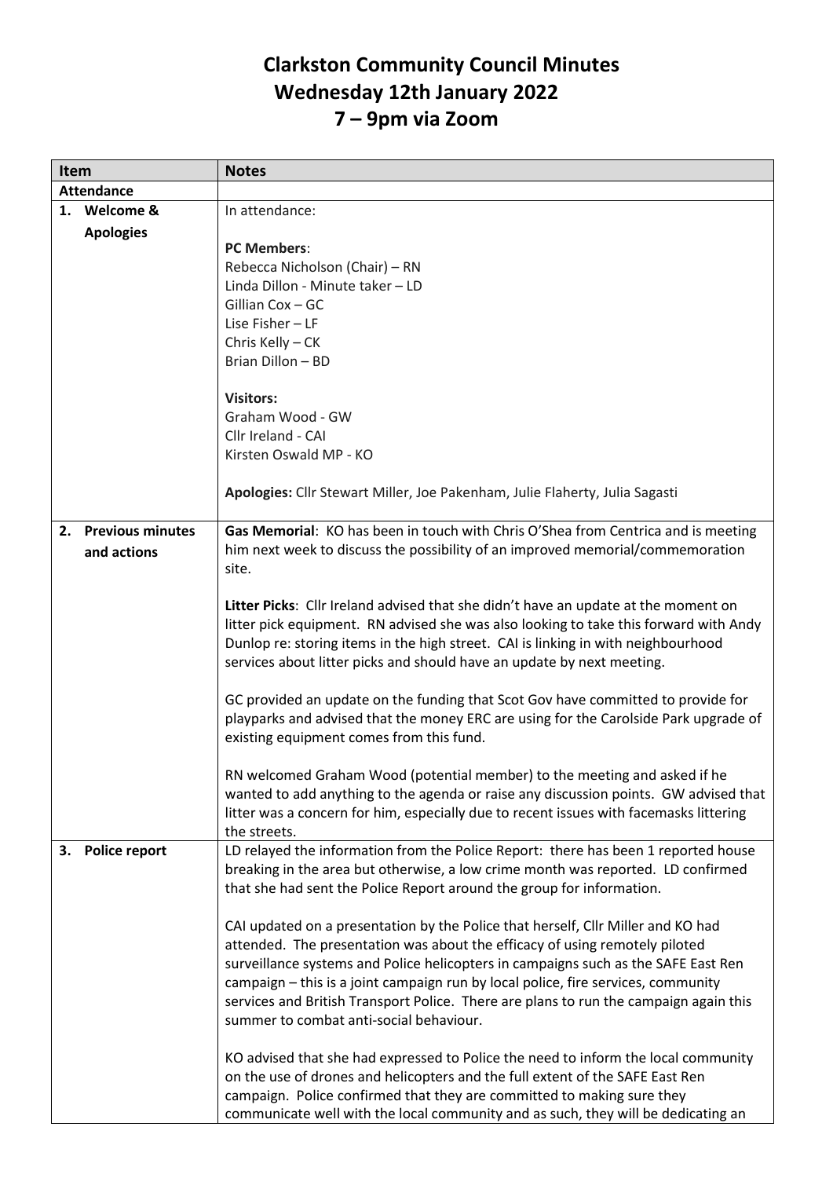# Clarkston Community Council Minutes
## Wednesday 12th January 2022
## 7 – 9pm via Zoom

| Item | Notes |
|---|---|
| **Attendance** | |
| **1. Welcome & Apologies** | In attendance:<br><br>**PC Members**:<br>Rebecca Nicholson (Chair) – RN<br>Linda Dillon - Minute taker – LD<br>Gillian Cox – GC<br>Lise Fisher – LF<br>Chris Kelly – CK<br>Brian Dillon – BD<br><br>**Visitors:**<br>Graham Wood - GW<br>Cllr Ireland - CAI<br>Kirsten Oswald MP - KO<br><br>**Apologies:** Cllr Stewart Miller, Joe Pakenham, Julie Flaherty, Julia Sagasti |
| **2. Previous minutes and actions** | **Gas Memorial**: KO has been in touch with Chris O'Shea from Centrica and is meeting him next week to discuss the possibility of an improved memorial/commemoration site.<br><br>**Litter Picks**: Cllr Ireland advised that she didn't have an update at the moment on litter pick equipment. RN advised she was also looking to take this forward with Andy Dunlop re: storing items in the high street. CAI is linking in with neighbourhood services about litter picks and should have an update by next meeting.<br><br>GC provided an update on the funding that Scot Gov have committed to provide for playparks and advised that the money ERC are using for the Carolside Park upgrade of existing equipment comes from this fund.<br><br>RN welcomed Graham Wood (potential member) to the meeting and asked if he wanted to add anything to the agenda or raise any discussion points. GW advised that litter was a concern for him, especially due to recent issues with facemasks littering the streets. |
| **3. Police report** | LD relayed the information from the Police Report: there has been 1 reported house breaking in the area but otherwise, a low crime month was reported. LD confirmed that she had sent the Police Report around the group for information.<br><br>CAI updated on a presentation by the Police that herself, Cllr Miller and KO had attended. The presentation was about the efficacy of using remotely piloted surveillance systems and Police helicopters in campaigns such as the SAFE East Ren campaign – this is a joint campaign run by local police, fire services, community services and British Transport Police. There are plans to run the campaign again this summer to combat anti-social behaviour.<br><br>KO advised that she had expressed to Police the need to inform the local community on the use of drones and helicopters and the full extent of the SAFE East Ren campaign. Police confirmed that they are committed to making sure they communicate well with the local community and as such, they will be dedicating an |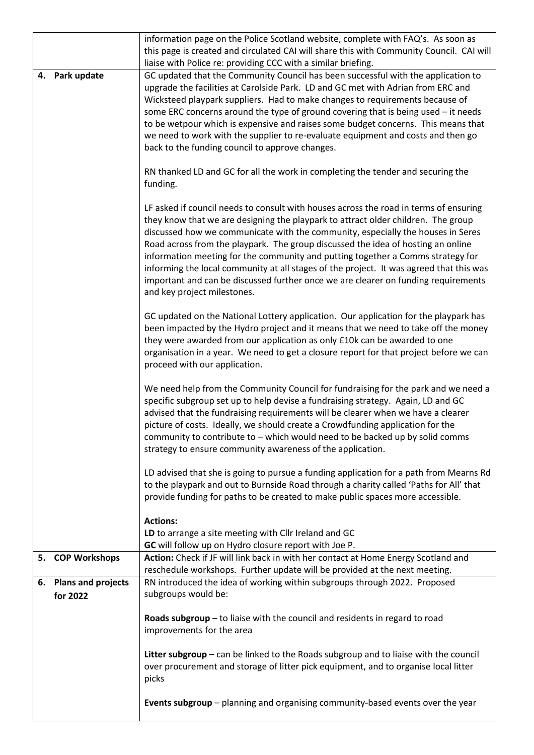| | |
|---|---|
| | information page on the Police Scotland website, complete with FAQ's. As soon as this page is created and circulated CAI will share this with Community Council. CAI will liaise with Police re: providing CCC with a similar briefing. |
| **4. Park update** | GC updated that the Community Council has been successful with the application to upgrade the facilities at Carolside Park. LD and GC met with Adrian from ERC and Wicksteed playpark suppliers. Had to make changes to requirements because of some ERC concerns around the type of ground covering that is being used – it needs to be wetpour which is expensive and raises some budget concerns. This means that we need to work with the supplier to re-evaluate equipment and costs and then go back to the funding council to approve changes.<br><br>RN thanked LD and GC for all the work in completing the tender and securing the funding.<br><br>LF asked if council needs to consult with houses across the road in terms of ensuring they know that we are designing the playpark to attract older children. The group discussed how we communicate with the community, especially the houses in Seres Road across from the playpark. The group discussed the idea of hosting an online information meeting for the community and putting together a Comms strategy for informing the local community at all stages of the project. It was agreed that this was important and can be discussed further once we are clearer on funding requirements and key project milestones.<br><br>GC updated on the National Lottery application. Our application for the playpark has been impacted by the Hydro project and it means that we need to take off the money they were awarded from our application as only £10k can be awarded to one organisation in a year. We need to get a closure report for that project before we can proceed with our application.<br><br>We need help from the Community Council for fundraising for the park and we need a specific subgroup set up to help devise a fundraising strategy. Again, LD and GC advised that the fundraising requirements will be clearer when we have a clearer picture of costs. Ideally, we should create a Crowdfunding application for the community to contribute to – which would need to be backed up by solid comms strategy to ensure community awareness of the application.<br><br>LD advised that she is going to pursue a funding application for a path from Mearns Rd to the playpark and out to Burnside Road through a charity called 'Paths for All' that provide funding for paths to be created to make public spaces more accessible.<br><br>**Actions:**<br>**LD** to arrange a site meeting with Cllr Ireland and GC<br>**GC** will follow up on Hydro closure report with Joe P. |
| **5. COP Workshops** | **Action:** Check if JF will link back in with her contact at Home Energy Scotland and reschedule workshops. Further update will be provided at the next meeting. |
| **6. Plans and projects for 2022** | RN introduced the idea of working within subgroups through 2022. Proposed subgroups would be:<br><br>**Roads subgroup** – to liaise with the council and residents in regard to road improvements for the area<br><br>**Litter subgroup** – can be linked to the Roads subgroup and to liaise with the council over procurement and storage of litter pick equipment, and to organise local litter picks<br><br>**Events subgroup** – planning and organising community-based events over the year |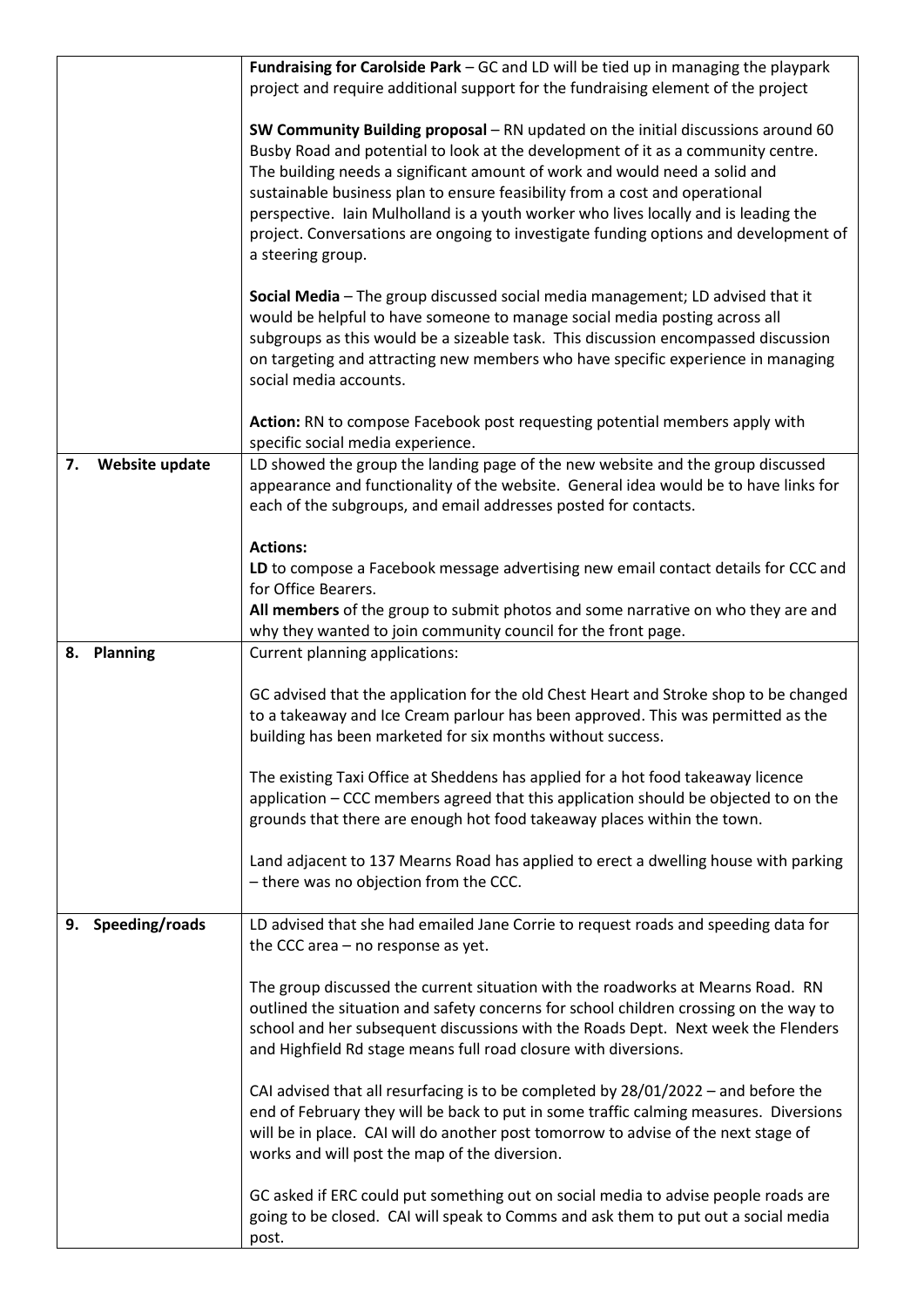| | |
|---|---|
| | **Fundraising for Carolside Park** – GC and LD will be tied up in managing the playpark project and require additional support for the fundraising element of the project<br><br>**SW Community Building proposal** – RN updated on the initial discussions around 60 Busby Road and potential to look at the development of it as a community centre. The building needs a significant amount of work and would need a solid and sustainable business plan to ensure feasibility from a cost and operational perspective. Iain Mulholland is a youth worker who lives locally and is leading the project. Conversations are ongoing to investigate funding options and development of a steering group.<br><br>**Social Media** – The group discussed social media management; LD advised that it would be helpful to have someone to manage social media posting across all subgroups as this would be a sizeable task. This discussion encompassed discussion on targeting and attracting new members who have specific experience in managing social media accounts.<br><br>**Action:** RN to compose Facebook post requesting potential members apply with specific social media experience. |
| **7. Website update** | LD showed the group the landing page of the new website and the group discussed appearance and functionality of the website. General idea would be to have links for each of the subgroups, and email addresses posted for contacts.<br><br>**Actions:**<br>**LD** to compose a Facebook message advertising new email contact details for CCC and for Office Bearers.<br>**All members** of the group to submit photos and some narrative on who they are and why they wanted to join community council for the front page. |
| **8. Planning** | Current planning applications:<br><br>GC advised that the application for the old Chest Heart and Stroke shop to be changed to a takeaway and Ice Cream parlour has been approved. This was permitted as the building has been marketed for six months without success.<br><br>The existing Taxi Office at Sheddens has applied for a hot food takeaway licence application – CCC members agreed that this application should be objected to on the grounds that there are enough hot food takeaway places within the town.<br><br>Land adjacent to 137 Mearns Road has applied to erect a dwelling house with parking – there was no objection from the CCC. |
| **9. Speeding/roads** | LD advised that she had emailed Jane Corrie to request roads and speeding data for the CCC area – no response as yet.<br><br>The group discussed the current situation with the roadworks at Mearns Road. RN outlined the situation and safety concerns for school children crossing on the way to school and her subsequent discussions with the Roads Dept. Next week the Flenders and Highfield Rd stage means full road closure with diversions.<br><br>CAI advised that all resurfacing is to be completed by 28/01/2022 – and before the end of February they will be back to put in some traffic calming measures. Diversions will be in place. CAI will do another post tomorrow to advise of the next stage of works and will post the map of the diversion.<br><br>GC asked if ERC could put something out on social media to advise people roads are going to be closed. CAI will speak to Comms and ask them to put out a social media post. |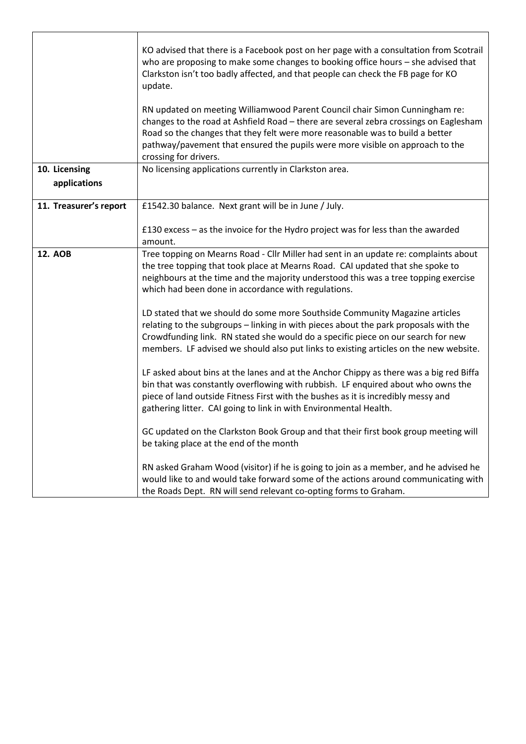| | |
|---|---|
| | KO advised that there is a Facebook post on her page with a consultation from Scotrail who are proposing to make some changes to booking office hours – she advised that Clarkston isn't too badly affected, and that people can check the FB page for KO update.<br><br>RN updated on meeting Williamwood Parent Council chair Simon Cunningham re: changes to the road at Ashfield Road – there are several zebra crossings on Eaglesham Road so the changes that they felt were more reasonable was to build a better pathway/pavement that ensured the pupils were more visible on approach to the crossing for drivers. |
| **10. Licensing applications** | No licensing applications currently in Clarkston area. |
| **11. Treasurer's report** | £1542.30 balance. Next grant will be in June / July.<br><br>£130 excess – as the invoice for the Hydro project was for less than the awarded amount. |
| **12. AOB** | Tree topping on Mearns Road - Cllr Miller had sent in an update re: complaints about the tree topping that took place at Mearns Road. CAI updated that she spoke to neighbours at the time and the majority understood this was a tree topping exercise which had been done in accordance with regulations.<br><br>LD stated that we should do some more Southside Community Magazine articles relating to the subgroups – linking in with pieces about the park proposals with the Crowdfunding link. RN stated she would do a specific piece on our search for new members. LF advised we should also put links to existing articles on the new website.<br><br>LF asked about bins at the lanes and at the Anchor Chippy as there was a big red Biffa bin that was constantly overflowing with rubbish. LF enquired about who owns the piece of land outside Fitness First with the bushes as it is incredibly messy and gathering litter. CAI going to link in with Environmental Health.<br><br>GC updated on the Clarkston Book Group and that their first book group meeting will be taking place at the end of the month<br><br>RN asked Graham Wood (visitor) if he is going to join as a member, and he advised he would like to and would take forward some of the actions around communicating with the Roads Dept. RN will send relevant co-opting forms to Graham. |